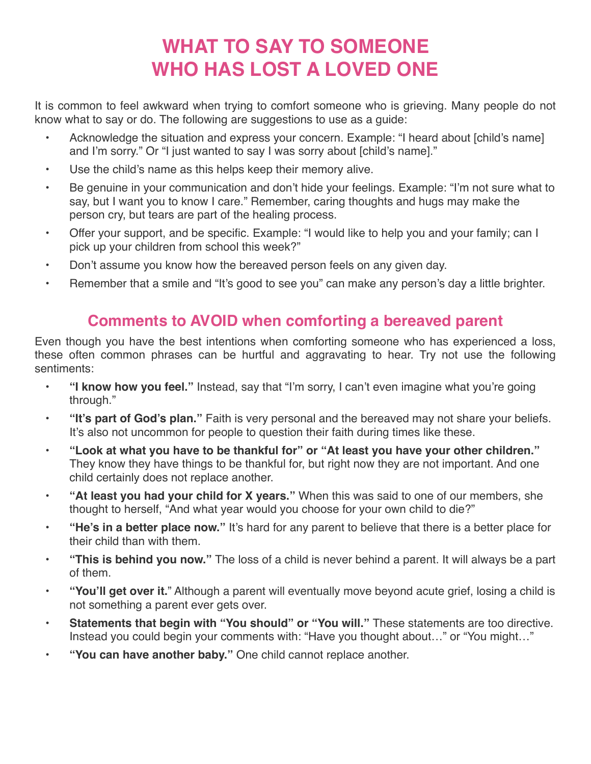# WHAT TO SAY TO SOMEONE WHO HAS LOST A LOVED ONE

It is common to feel awkward when trying to comfort someone who is grieving. Many people do not know what to say or do. The following are suggestions to use as a guide:

- Acknowledge the situation and express your concern. Example: "I heard about [child's name] and I'm sorry." Or "I just wanted to say I was sorry about [child's name]."
- Use the child's name as this helps keep their memory alive.
- Be genuine in your communication and don't hide your feelings. Example: "I'm not sure what to say, but I want you to know I care." Remember, caring thoughts and hugs may make the person cry, but tears are part of the healing process.
- Offer your support, and be specific. Example: "I would like to help you and your family; can I pick up your children from school this week?"
- Don't assume you know how the bereaved person feels on any given day.
- Remember that a smile and "It's good to see you" can make any person's day a little brighter.

## Comments to AVOID when comforting a bereaved parent

Even though you have the best intentions when comforting someone who has experienced a loss, these often common phrases can be hurtful and aggravating to hear. Try not use the following sentiments:

- **"I know how you feel."** Instead, say that "I'm sorry, I can't even imagine what you're going through."
- **"It's part of God's plan."** Faith is very personal and the bereaved may not share your beliefs. It's also not uncommon for people to question their faith during times like these.
- **"Look at what you have to be thankful for" or "At least you have your other children."** They know they have things to be thankful for, but right now they are not important. And one child certainly does not replace another.
- **"At least you had your child for X years."** When this was said to one of our members, she thought to herself, "And what year would you choose for your own child to die?"
- **"He's in a better place now."** It's hard for any parent to believe that there is a better place for their child than with them.
- **"This is behind you now."** The loss of a child is never behind a parent. It will always be a part of them.
- **"You'll get over it.**" Although a parent will eventually move beyond acute grief, losing a child is not something a parent ever gets over.
- **Statements that begin with "You should" or "You will."** These statements are too directive. Instead you could begin your comments with: "Have you thought about…" or "You might…"
- **"You can have another baby."** One child cannot replace another.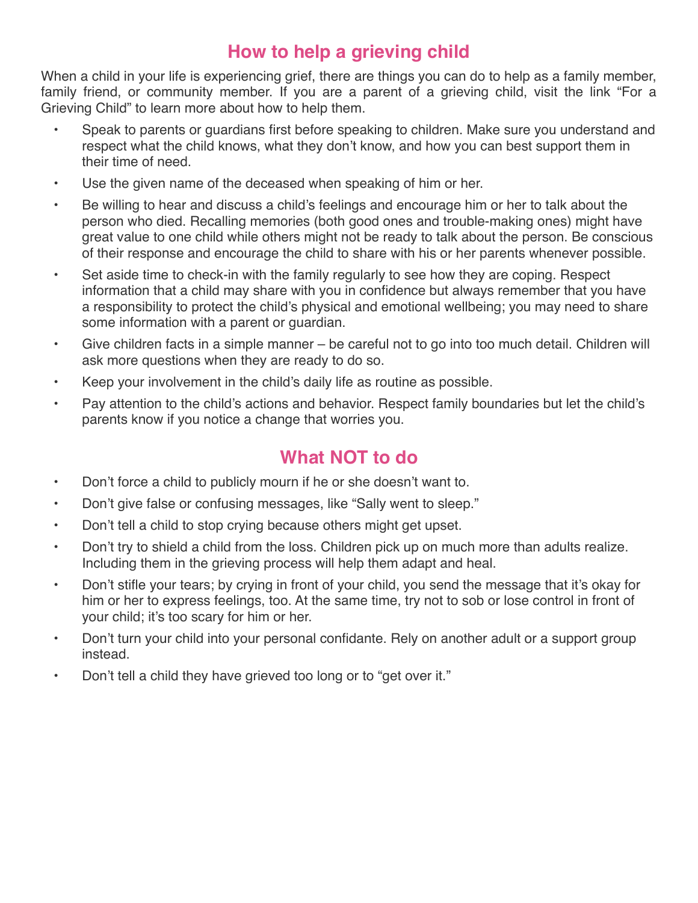## How to help a grieving child

When a child in your life is experiencing grief, there are things you can do to help as a family member, family friend, or community member. If you are a parent of a grieving child, visit the link "For a Grieving Child" to learn more about how to help them.

- Speak to parents or guardians first before speaking to children. Make sure you understand and respect what the child knows, what they don't know, and how you can best support them in their time of need.
- Use the given name of the deceased when speaking of him or her.
- Be willing to hear and discuss a child's feelings and encourage him or her to talk about the person who died. Recalling memories (both good ones and trouble-making ones) might have great value to one child while others might not be ready to talk about the person. Be conscious of their response and encourage the child to share with his or her parents whenever possible.
- Set aside time to check-in with the family regularly to see how they are coping. Respect information that a child may share with you in confidence but always remember that you have a responsibility to protect the child's physical and emotional wellbeing; you may need to share some information with a parent or guardian.
- Give children facts in a simple manner – be careful not to go into too much detail. Children will ask more questions when they are ready to do so.
- Keep your involvement in the child's daily life as routine as possible.
- Pay attention to the child's actions and behavior. Respect family boundaries but let the child's parents know if you notice a change that worries you.

## What NOT to do

- Don't force a child to publicly mourn if he or she doesn't want to.
- Don't give false or confusing messages, like "Sally went to sleep."
- Don't tell a child to stop crying because others might get upset.
- Don't try to shield a child from the loss. Children pick up on much more than adults realize. Including them in the grieving process will help them adapt and heal.
- Don't stifle your tears; by crying in front of your child, you send the message that it's okay for him or her to express feelings, too. At the same time, try not to sob or lose control in front of your child; it's too scary for him or her.
- Don't turn your child into your personal confidante. Rely on another adult or a support group instead.
- Don't tell a child they have grieved too long or to "get over it."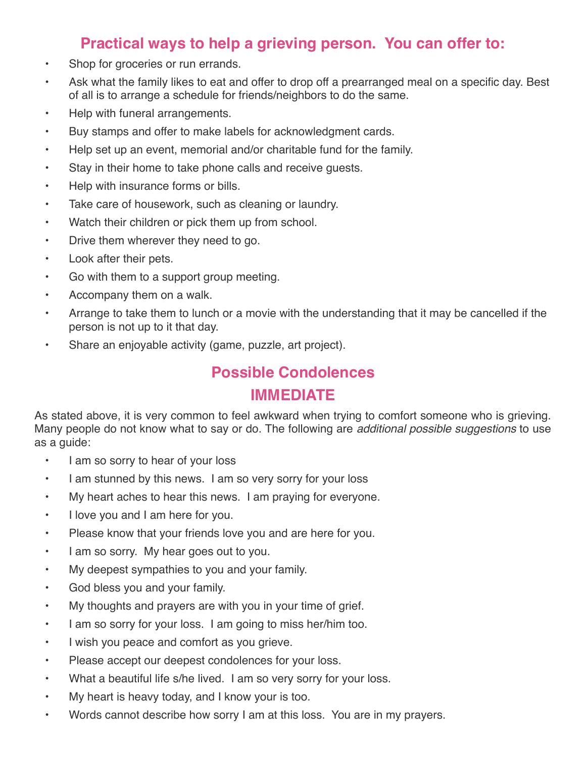## Practical ways to help a grieving person. You can offer to:

- Shop for groceries or run errands.
- Ask what the family likes to eat and offer to drop off a prearranged meal on a specific day. Best of all is to arrange a schedule for friends/neighbors to do the same.
- Help with funeral arrangements.
- Buy stamps and offer to make labels for acknowledgment cards.
- Help set up an event, memorial and/or charitable fund for the family.
- Stay in their home to take phone calls and receive guests.
- Help with insurance forms or bills.
- Take care of housework, such as cleaning or laundry.
- Watch their children or pick them up from school.
- Drive them wherever they need to go.
- Look after their pets.
- Go with them to a support group meeting.
- Accompany them on a walk.
- Arrange to take them to lunch or a movie with the understanding that it may be cancelled if the person is not up to it that day.
- Share an enjoyable activity (game, puzzle, art project).

## Possible Condolences

### IMMEDIATE

As stated above, it is very common to feel awkward when trying to comfort someone who is grieving. Many people do not know what to say or do. The following are *additional possible suggestions* to use as a guide:

- I am so sorry to hear of your loss
- I am stunned by this news. I am so very sorry for your loss
- My heart aches to hear this news. I am praying for everyone.
- I love you and I am here for you.
- Please know that your friends love you and are here for you.
- I am so sorry. My hear goes out to you.
- My deepest sympathies to you and your family.
- God bless you and your family.
- My thoughts and prayers are with you in your time of grief.
- I am so sorry for your loss. I am going to miss her/him too.
- I wish you peace and comfort as you grieve.
- Please accept our deepest condolences for your loss.
- What a beautiful life s/he lived. I am so very sorry for your loss.
- My heart is heavy today, and I know your is too.
- Words cannot describe how sorry I am at this loss. You are in my prayers.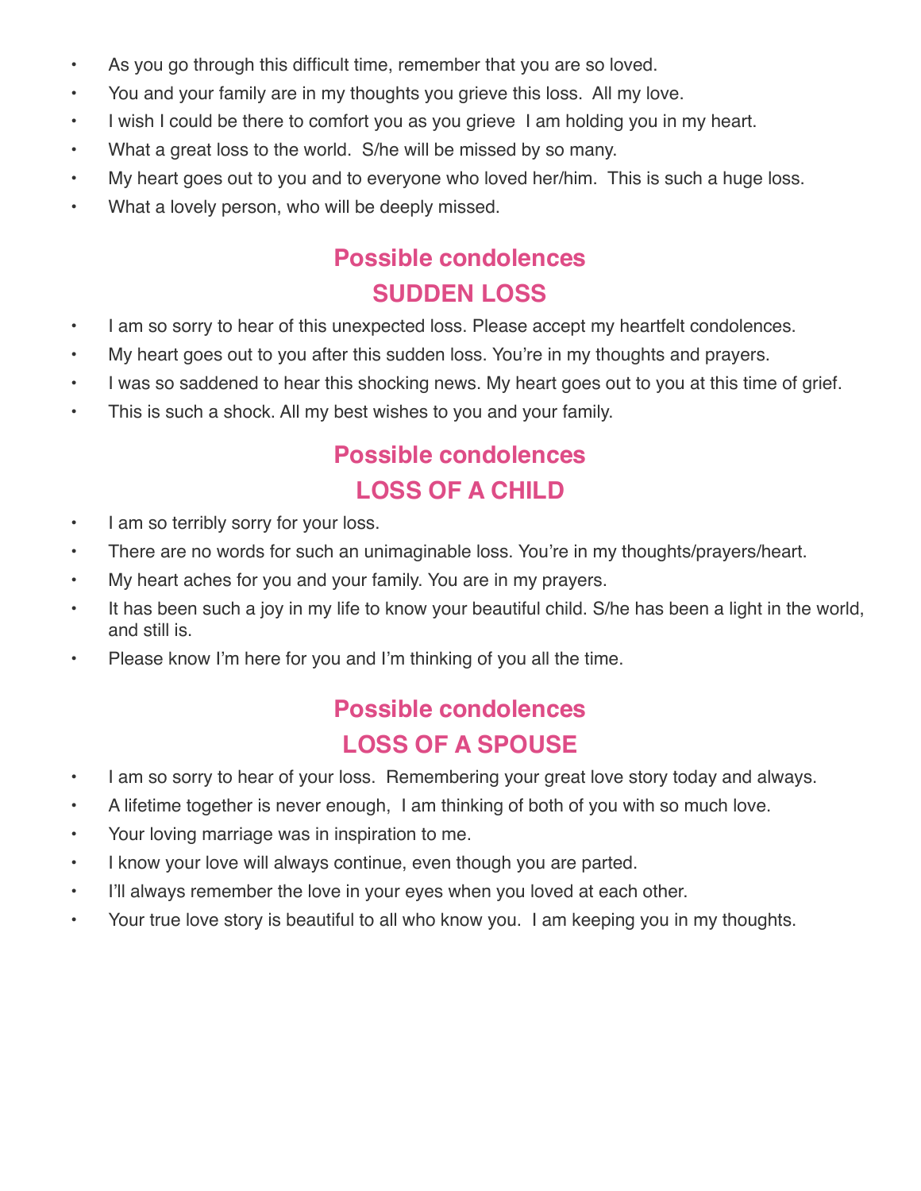- As you go through this difficult time, remember that you are so loved.
- You and your family are in my thoughts you grieve this loss.  All my love.
- I wish I could be there to comfort you as you grieve  I am holding you in my heart.
- What a great loss to the world.  S/he will be missed by so many.
- My heart goes out to you and to everyone who loved her/him.  This is such a huge loss.
- What a lovely person, who will be deeply missed.

## Possible condolences
## SUDDEN LOSS

- I am so sorry to hear of this unexpected loss. Please accept my heartfelt condolences.
- My heart goes out to you after this sudden loss. You're in my thoughts and prayers.
- I was so saddened to hear this shocking news. My heart goes out to you at this time of grief.
- This is such a shock. All my best wishes to you and your family.

## Possible condolences
## LOSS OF A CHILD

- I am so terribly sorry for your loss.
- There are no words for such an unimaginable loss. You're in my thoughts/prayers/heart.
- My heart aches for you and your family. You are in my prayers.
- It has been such a joy in my life to know your beautiful child. S/he has been a light in the world, and still is.
- Please know I'm here for you and I'm thinking of you all the time.

## Possible condolences
## LOSS OF A SPOUSE

- I am so sorry to hear of your loss.  Remembering your great love story today and always.
- A lifetime together is never enough,  I am thinking of both of you with so much love.
- Your loving marriage was in inspiration to me.
- I know your love will always continue, even though you are parted.
- I'll always remember the love in your eyes when you loved at each other.
- Your true love story is beautiful to all who know you.  I am keeping you in my thoughts.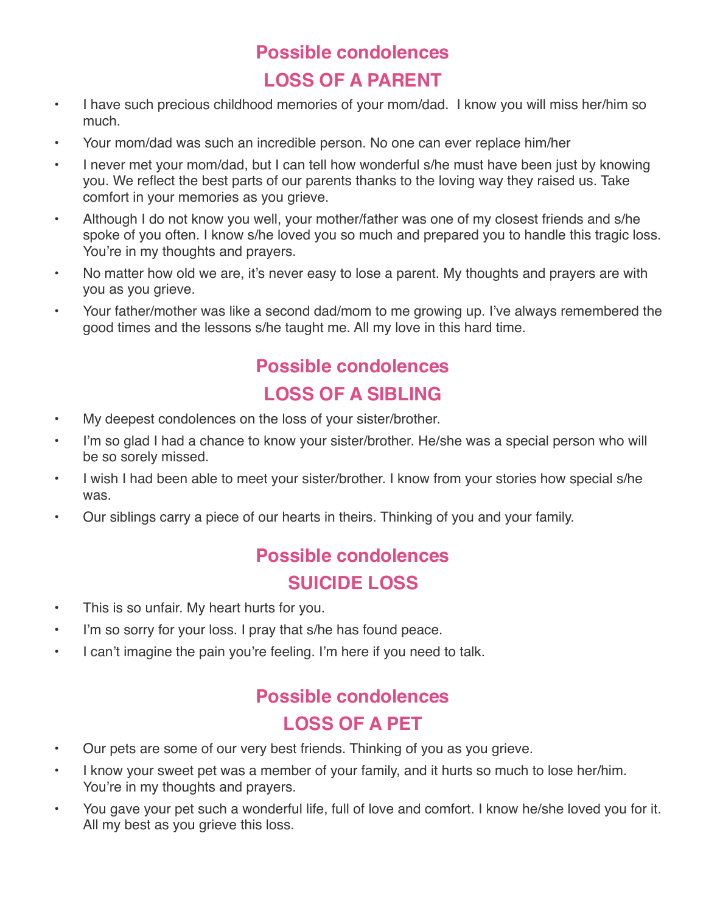## Possible condolences

## LOSS OF A PARENT

- I have such precious childhood memories of your mom/dad. I know you will miss her/him so much.
- Your mom/dad was such an incredible person. No one can ever replace him/her
- I never met your mom/dad, but I can tell how wonderful s/he must have been just by knowing you. We reflect the best parts of our parents thanks to the loving way they raised us. Take comfort in your memories as you grieve.
- Although I do not know you well, your mother/father was one of my closest friends and s/he spoke of you often. I know s/he loved you so much and prepared you to handle this tragic loss. You're in my thoughts and prayers.
- No matter how old we are, it's never easy to lose a parent. My thoughts and prayers are with you as you grieve.
- Your father/mother was like a second dad/mom to me growing up. I've always remembered the good times and the lessons s/he taught me. All my love in this hard time.

## Possible condolences

## LOSS OF A SIBLING

- My deepest condolences on the loss of your sister/brother.
- I'm so glad I had a chance to know your sister/brother. He/she was a special person who will be so sorely missed.
- I wish I had been able to meet your sister/brother. I know from your stories how special s/he was.
- Our siblings carry a piece of our hearts in theirs. Thinking of you and your family.

## Possible condolences

## SUICIDE LOSS

- This is so unfair. My heart hurts for you.
- I'm so sorry for your loss. I pray that s/he has found peace.
- I can't imagine the pain you're feeling. I'm here if you need to talk.

## Possible condolences

## LOSS OF A PET

- Our pets are some of our very best friends. Thinking of you as you grieve.
- I know your sweet pet was a member of your family, and it hurts so much to lose her/him. You're in my thoughts and prayers.
- You gave your pet such a wonderful life, full of love and comfort. I know he/she loved you for it. All my best as you grieve this loss.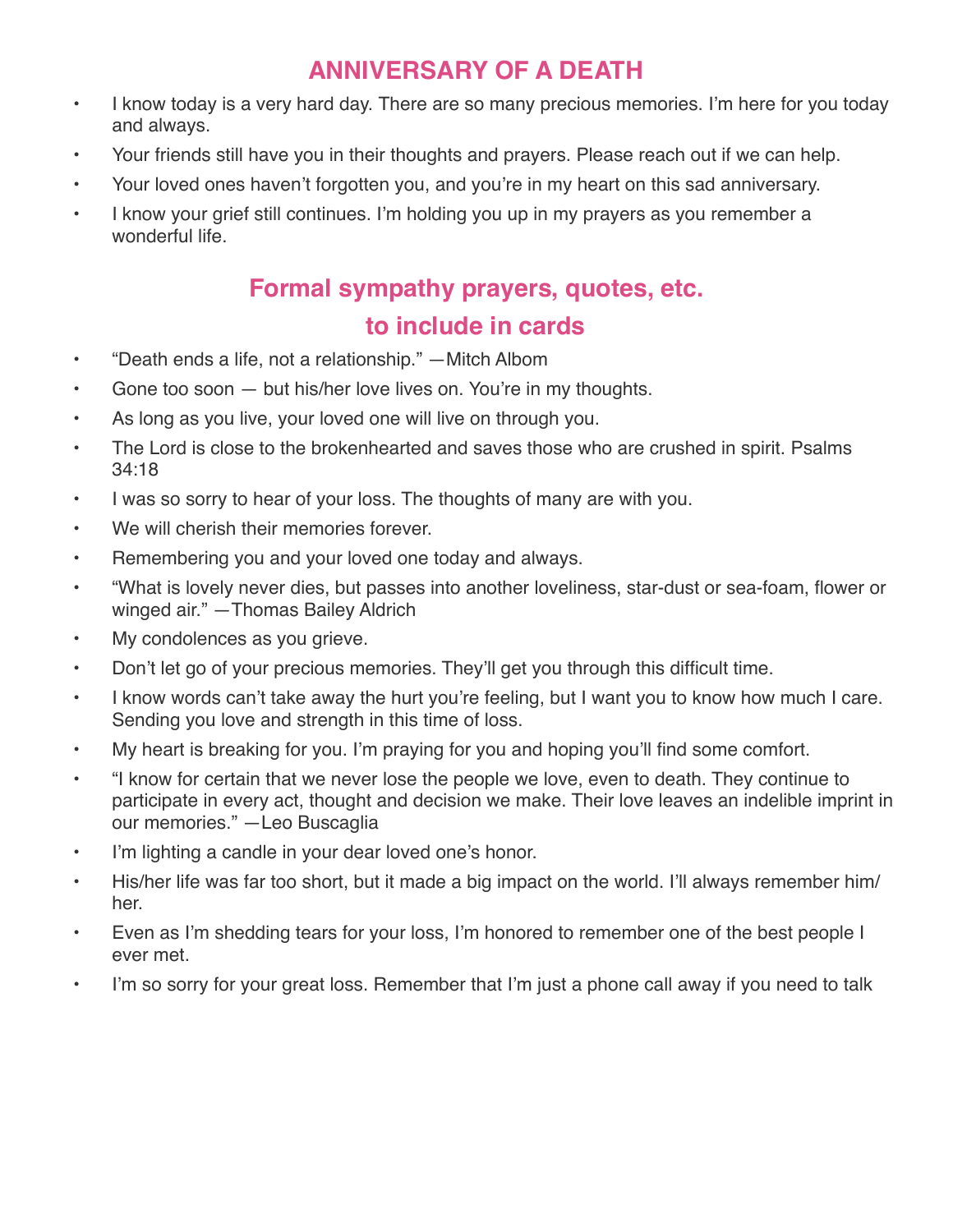## ANNIVERSARY OF A DEATH

- I know today is a very hard day. There are so many precious memories. I'm here for you today and always.
- Your friends still have you in their thoughts and prayers. Please reach out if we can help.
- Your loved ones haven't forgotten you, and you're in my heart on this sad anniversary.
- I know your grief still continues. I'm holding you up in my prayers as you remember a wonderful life.

## Formal sympathy prayers, quotes, etc. to include in cards

- "Death ends a life, not a relationship." —Mitch Albom
- Gone too soon — but his/her love lives on. You're in my thoughts.
- As long as you live, your loved one will live on through you.
- The Lord is close to the brokenhearted and saves those who are crushed in spirit. Psalms 34:18
- I was so sorry to hear of your loss. The thoughts of many are with you.
- We will cherish their memories forever.
- Remembering you and your loved one today and always.
- "What is lovely never dies, but passes into another loveliness, star-dust or sea-foam, flower or winged air." —Thomas Bailey Aldrich
- My condolences as you grieve.
- Don't let go of your precious memories. They'll get you through this difficult time.
- I know words can't take away the hurt you're feeling, but I want you to know how much I care. Sending you love and strength in this time of loss.
- My heart is breaking for you. I'm praying for you and hoping you'll find some comfort.
- "I know for certain that we never lose the people we love, even to death. They continue to participate in every act, thought and decision we make. Their love leaves an indelible imprint in our memories." —Leo Buscaglia
- I'm lighting a candle in your dear loved one's honor.
- His/her life was far too short, but it made a big impact on the world. I'll always remember him/her.
- Even as I'm shedding tears for your loss, I'm honored to remember one of the best people I ever met.
- I'm so sorry for your great loss. Remember that I'm just a phone call away if you need to talk